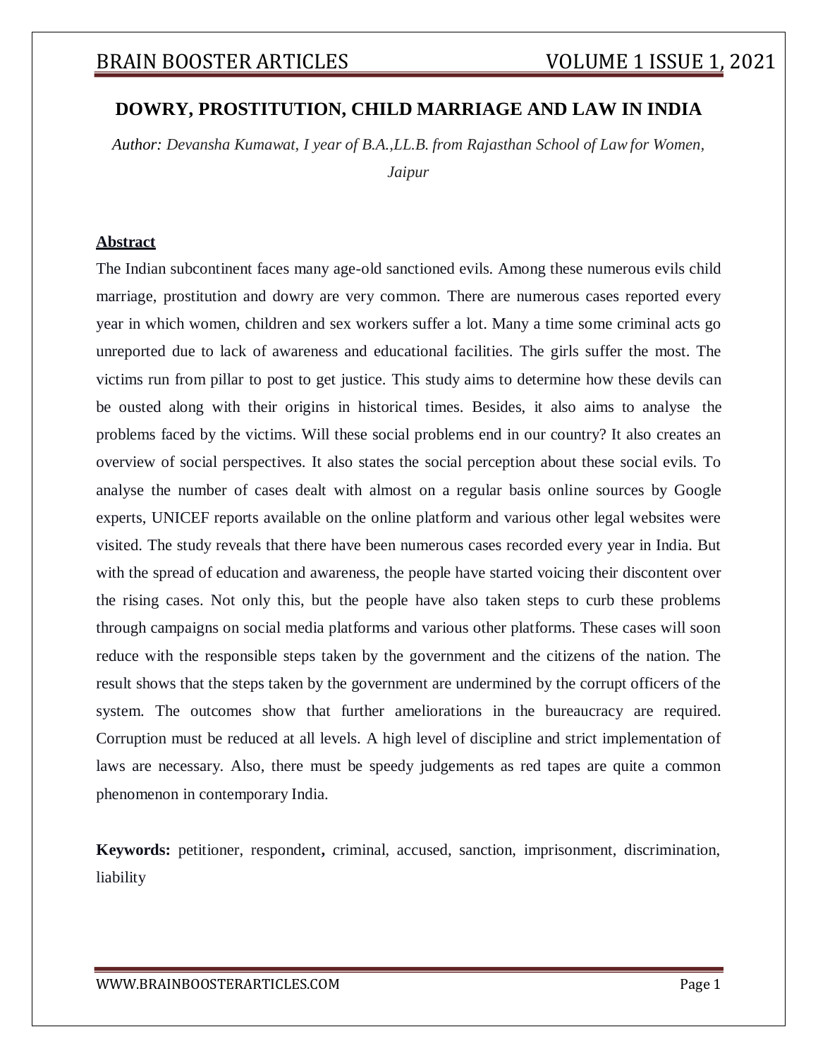# DOWRY, PROSTITUTION, CHILD MARRIAGE AND LAW IN INDIA

*Author: Devansha Kumawat, I year of B.A.,LL.B. from Rajasthan School of Law for Women, Jaipur*

## Abstract

The Indian subcontinent faces many age-old sanctioned evils. Among these numerous evils child marriage, prostitution and dowry are very common. There are numerous cases reported every year in which women, children and sex workers suffer a lot. Many a time some criminal acts go unreported due to lack of awareness and educational facilities. The girls suffer the most. The victims run from pillar to post to get justice. This study aims to determine how these devils can be ousted along with their origins in historical times. Besides, it also aims to analyse the problems faced by the victims. Will these social problems end in our country? It also creates an overview of social perspectives. It also states the social perception about these social evils. To analyse the number of cases dealt with almost on a regular basis online sources by Google experts, UNICEF reports available on the online platform and various other legal websites were visited. The study reveals that there have been numerous cases recorded every year in India. But with the spread of education and awareness, the people have started voicing their discontent over the rising cases. Not only this, but the people have also taken steps to curb these problems through campaigns on social media platforms and various other platforms. These cases will soon reduce with the responsible steps taken by the government and the citizens of the nation. The result shows that the steps taken by the government are undermined by the corrupt officers of the system. The outcomes show that further ameliorations in the bureaucracy are required. Corruption must be reduced at all levels. A high level of discipline and strict implementation of laws are necessary. Also, there must be speedy judgements as red tapes are quite a common phenomenon in contemporary India.

**Keywords:** petitioner, respondent**,** criminal, accused, sanction, imprisonment, discrimination, liability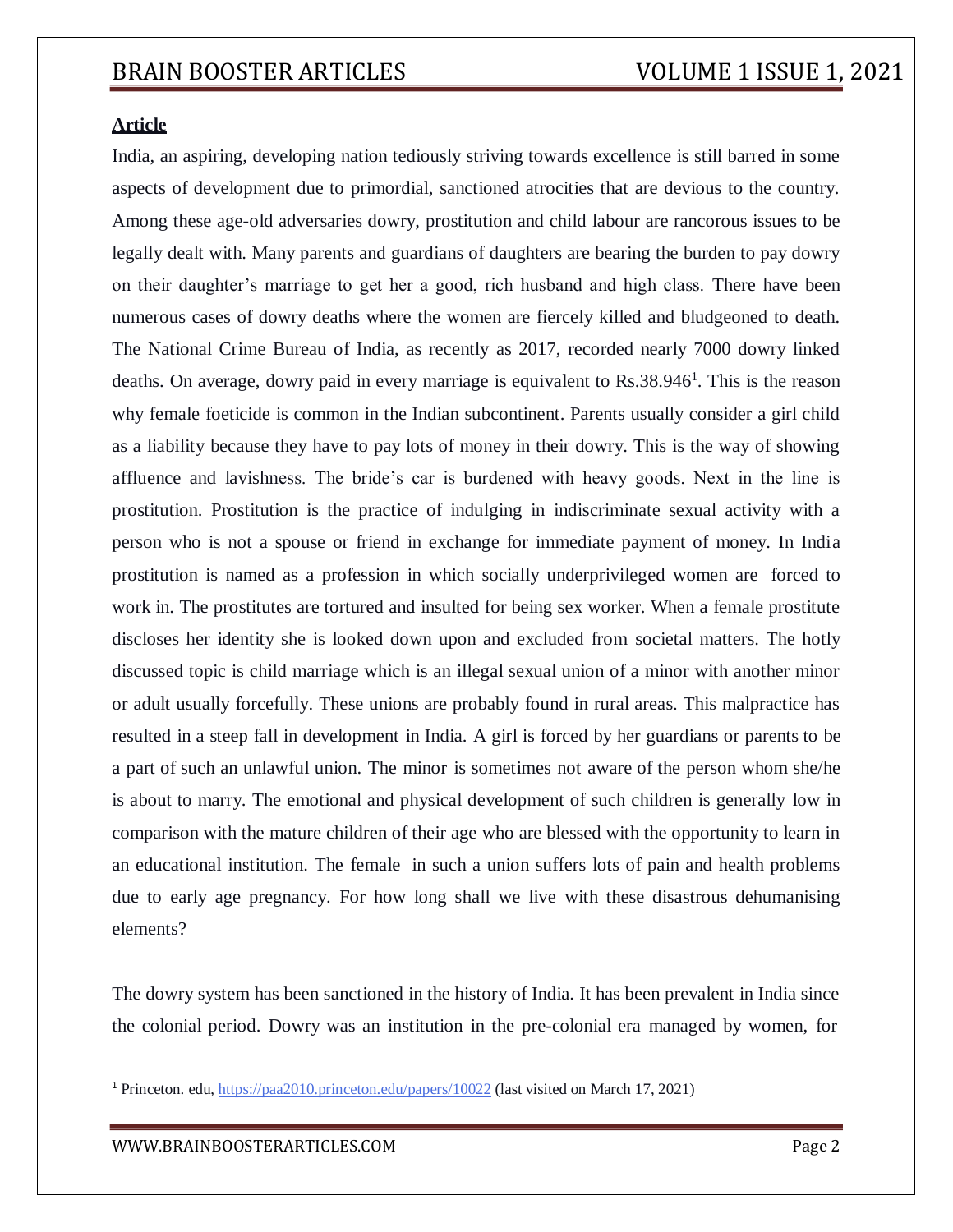**Article**

India, an aspiring, developing nation tediously striving towards excellence is still barred in some aspects of development due to primordial, sanctioned atrocities that are devious to the country. Among these age-old adversaries dowry, prostitution and child labour are rancorous issues to be legally dealt with. Many parents and guardians of daughters are bearing the burden to pay dowry on their daughter's marriage to get her a good, rich husband and high class. There have been numerous cases of dowry deaths where the women are fiercely killed and bludgeoned to death. The National Crime Bureau of India, as recently as 2017, recorded nearly 7000 dowry linked deaths. On average, dowry paid in every marriage is equivalent to Rs.38.946[1]. This is the reason why female foeticide is common in the Indian subcontinent. Parents usually consider a girl child as a liability because they have to pay lots of money in their dowry. This is the way of showing affluence and lavishness. The bride's car is burdened with heavy goods. Next in the line is prostitution. Prostitution is the practice of indulging in indiscriminate sexual activity with a person who is not a spouse or friend in exchange for immediate payment of money. In India prostitution is named as a profession in which socially underprivileged women are forced to work in. The prostitutes are tortured and insulted for being sex worker. When a female prostitute discloses her identity she is looked down upon and excluded from societal matters. The hotly discussed topic is child marriage which is an illegal sexual union of a minor with another minor or adult usually forcefully. These unions are probably found in rural areas. This malpractice has resulted in a steep fall in development in India. A girl is forced by her guardians or parents to be a part of such an unlawful union. The minor is sometimes not aware of the person whom she/he is about to marry. The emotional and physical development of such children is generally low in comparison with the mature children of their age who are blessed with the opportunity to learn in an educational institution. The female in such a union suffers lots of pain and health problems due to early age pregnancy. For how long shall we live with these disastrous dehumanising elements?

The dowry system has been sanctioned in the history of India. It has been prevalent in India since the colonial period. Dowry was an institution in the pre-colonial era managed by women, for

---

[1] Princeton. edu, https://paa2010.princeton.edu/papers/10022 (last visited on March 17, 2021)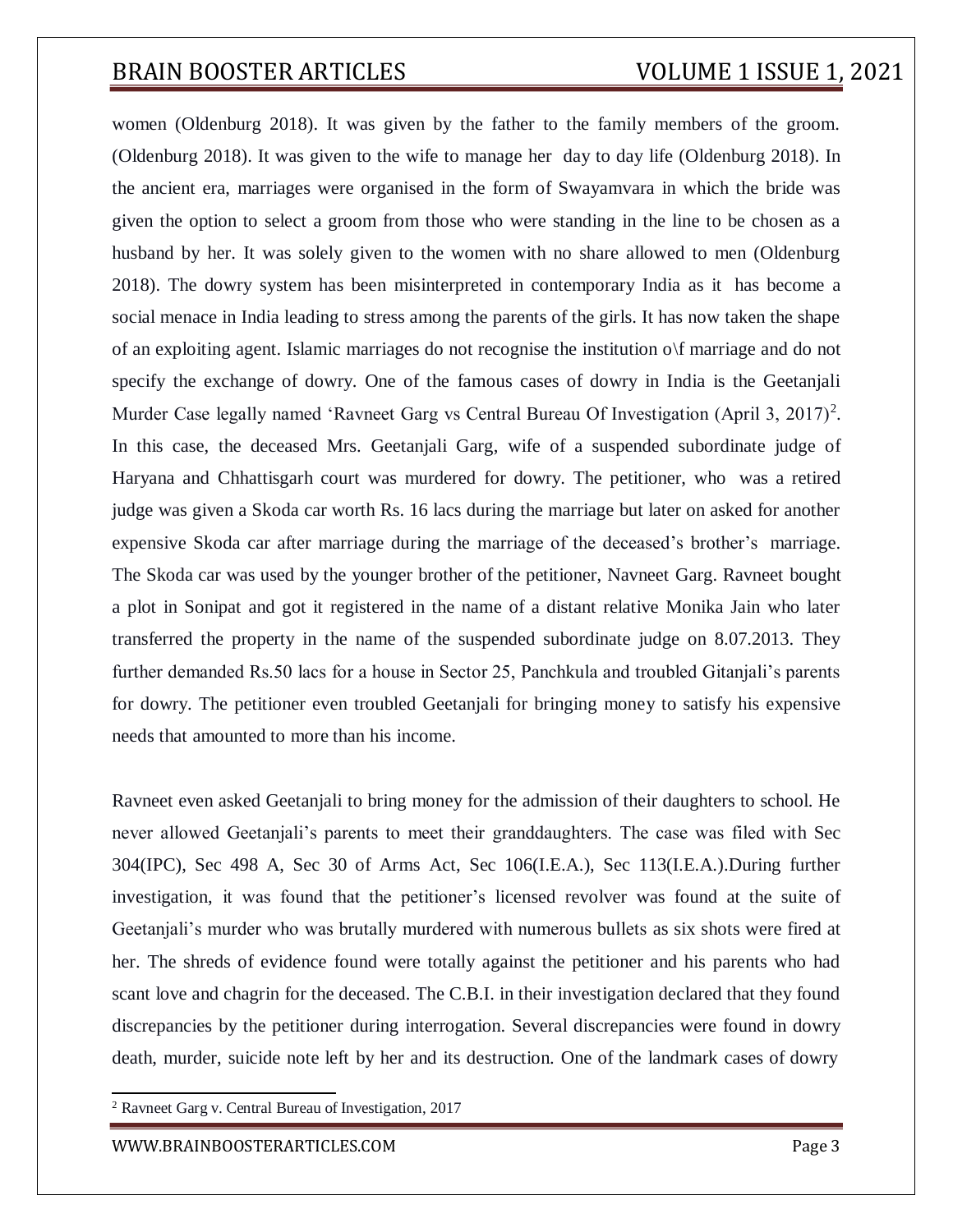women (Oldenburg 2018). It was given by the father to the family members of the groom. (Oldenburg 2018). It was given to the wife to manage her day to day life (Oldenburg 2018). In the ancient era, marriages were organised in the form of Swayamvara in which the bride was given the option to select a groom from those who were standing in the line to be chosen as a husband by her. It was solely given to the women with no share allowed to men (Oldenburg 2018). The dowry system has been misinterpreted in contemporary India as it has become a social menace in India leading to stress among the parents of the girls. It has now taken the shape of an exploiting agent. Islamic marriages do not recognise the institution o\f marriage and do not specify the exchange of dowry. One of the famous cases of dowry in India is the Geetanjali Murder Case legally named 'Ravneet Garg vs Central Bureau Of Investigation (April 3, 2017)[2]. In this case, the deceased Mrs. Geetanjali Garg, wife of a suspended subordinate judge of Haryana and Chhattisgarh court was murdered for dowry. The petitioner, who was a retired judge was given a Skoda car worth Rs. 16 lacs during the marriage but later on asked for another expensive Skoda car after marriage during the marriage of the deceased's brother's marriage. The Skoda car was used by the younger brother of the petitioner, Navneet Garg. Ravneet bought a plot in Sonipat and got it registered in the name of a distant relative Monika Jain who later transferred the property in the name of the suspended subordinate judge on 8.07.2013. They further demanded Rs.50 lacs for a house in Sector 25, Panchkula and troubled Gitanjali's parents for dowry. The petitioner even troubled Geetanjali for bringing money to satisfy his expensive needs that amounted to more than his income.

Ravneet even asked Geetanjali to bring money for the admission of their daughters to school. He never allowed Geetanjali's parents to meet their granddaughters. The case was filed with Sec 304(IPC), Sec 498 A, Sec 30 of Arms Act, Sec 106(I.E.A.), Sec 113(I.E.A.).During further investigation, it was found that the petitioner's licensed revolver was found at the suite of Geetanjali's murder who was brutally murdered with numerous bullets as six shots were fired at her. The shreds of evidence found were totally against the petitioner and his parents who had scant love and chagrin for the deceased. The C.B.I. in their investigation declared that they found discrepancies by the petitioner during interrogation. Several discrepancies were found in dowry death, murder, suicide note left by her and its destruction. One of the landmark cases of dowry

[2] Ravneet Garg v. Central Bureau of Investigation, 2017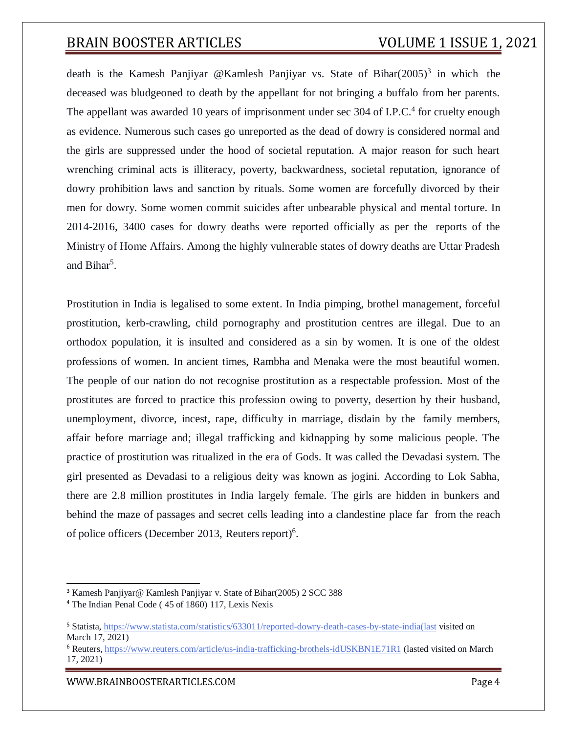death is the Kamesh Panjiyar @Kamlesh Panjiyar vs. State of Bihar(2005)[3] in which the deceased was bludgeoned to death by the appellant for not bringing a buffalo from her parents. The appellant was awarded 10 years of imprisonment under sec 304 of I.P.C.[4] for cruelty enough as evidence. Numerous such cases go unreported as the dead of dowry is considered normal and the girls are suppressed under the hood of societal reputation. A major reason for such heart wrenching criminal acts is illiteracy, poverty, backwardness, societal reputation, ignorance of dowry prohibition laws and sanction by rituals. Some women are forcefully divorced by their men for dowry. Some women commit suicides after unbearable physical and mental torture. In 2014-2016, 3400 cases for dowry deaths were reported officially as per the reports of the Ministry of Home Affairs. Among the highly vulnerable states of dowry deaths are Uttar Pradesh and Bihar[5].

Prostitution in India is legalised to some extent. In India pimping, brothel management, forceful prostitution, kerb-crawling, child pornography and prostitution centres are illegal. Due to an orthodox population, it is insulted and considered as a sin by women. It is one of the oldest professions of women. In ancient times, Rambha and Menaka were the most beautiful women. The people of our nation do not recognise prostitution as a respectable profession. Most of the prostitutes are forced to practice this profession owing to poverty, desertion by their husband, unemployment, divorce, incest, rape, difficulty in marriage, disdain by the family members, affair before marriage and; illegal trafficking and kidnapping by some malicious people. The practice of prostitution was ritualized in the era of Gods. It was called the Devadasi system. The girl presented as Devadasi to a religious deity was known as jogini. According to Lok Sabha, there are 2.8 million prostitutes in India largely female. The girls are hidden in bunkers and behind the maze of passages and secret cells leading into a clandestine place far from the reach of police officers (December 2013, Reuters report)[6].

---

[3] Kamesh Panjiyar@ Kamlesh Panjiyar v. State of Bihar(2005) 2 SCC 388

[4] The Indian Penal Code ( 45 of 1860) 117, Lexis Nexis

[5] Statista, https://www.statista.com/statistics/633011/reported-dowry-death-cases-by-state-india(last visited on March 17, 2021)

[6] Reuters, https://www.reuters.com/article/us-india-trafficking-brothels-idUSKBN1E71R1 (lasted visited on March 17, 2021)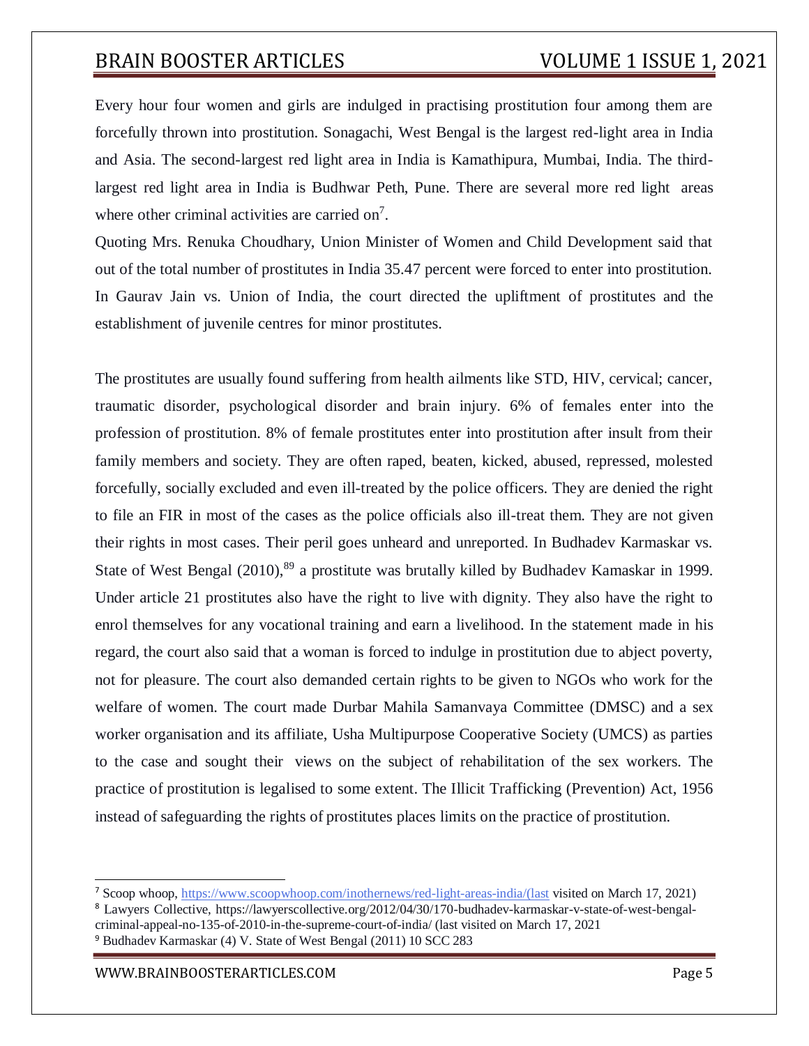Every hour four women and girls are indulged in practising prostitution four among them are forcefully thrown into prostitution. Sonagachi, West Bengal is the largest red-light area in India and Asia. The second-largest red light area in India is Kamathipura, Mumbai, India. The third-largest red light area in India is Budhwar Peth, Pune. There are several more red light areas where other criminal activities are carried on[7].

Quoting Mrs. Renuka Choudhary, Union Minister of Women and Child Development said that out of the total number of prostitutes in India 35.47 percent were forced to enter into prostitution. In Gaurav Jain vs. Union of India, the court directed the upliftment of prostitutes and the establishment of juvenile centres for minor prostitutes.

The prostitutes are usually found suffering from health ailments like STD, HIV, cervical; cancer, traumatic disorder, psychological disorder and brain injury. 6% of females enter into the profession of prostitution. 8% of female prostitutes enter into prostitution after insult from their family members and society. They are often raped, beaten, kicked, abused, repressed, molested forcefully, socially excluded and even ill-treated by the police officers. They are denied the right to file an FIR in most of the cases as the police officials also ill-treat them. They are not given their rights in most cases. Their peril goes unheard and unreported. In Budhadev Karmaskar vs. State of West Bengal (2010),[8][9] a prostitute was brutally killed by Budhadev Kamaskar in 1999. Under article 21 prostitutes also have the right to live with dignity. They also have the right to enrol themselves for any vocational training and earn a livelihood. In the statement made in his regard, the court also said that a woman is forced to indulge in prostitution due to abject poverty, not for pleasure. The court also demanded certain rights to be given to NGOs who work for the welfare of women. The court made Durbar Mahila Samanvaya Committee (DMSC) and a sex worker organisation and its affiliate, Usha Multipurpose Cooperative Society (UMCS) as parties to the case and sought their views on the subject of rehabilitation of the sex workers. The practice of prostitution is legalised to some extent. The Illicit Trafficking (Prevention) Act, 1956 instead of safeguarding the rights of prostitutes places limits on the practice of prostitution.

---

[7] Scoop whoop, https://www.scoopwhoop.com/inothernews/red-light-areas-india/(last visited on March 17, 2021)

[8] Lawyers Collective, https://lawyerscollective.org/2012/04/30/170-budhadev-karmaskar-v-state-of-west-bengal-criminal-appeal-no-135-of-2010-in-the-supreme-court-of-india/ (last visited on March 17, 2021

[9] Budhadev Karmaskar (4) V. State of West Bengal (2011) 10 SCC 283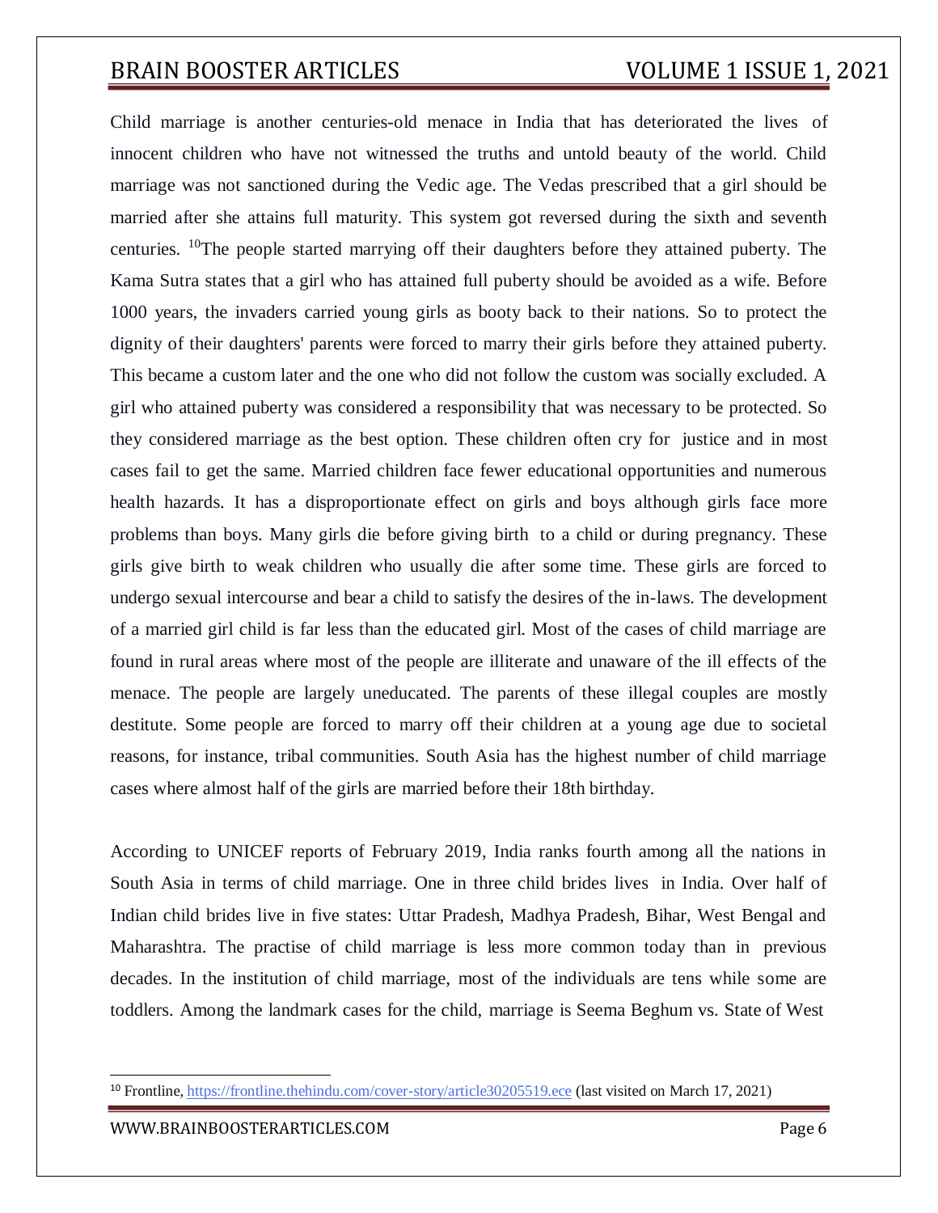Child marriage is another centuries-old menace in India that has deteriorated the lives of innocent children who have not witnessed the truths and untold beauty of the world. Child marriage was not sanctioned during the Vedic age. The Vedas prescribed that a girl should be married after she attains full maturity. This system got reversed during the sixth and seventh centuries. [10]The people started marrying off their daughters before they attained puberty. The Kama Sutra states that a girl who has attained full puberty should be avoided as a wife. Before 1000 years, the invaders carried young girls as booty back to their nations. So to protect the dignity of their daughters' parents were forced to marry their girls before they attained puberty. This became a custom later and the one who did not follow the custom was socially excluded. A girl who attained puberty was considered a responsibility that was necessary to be protected. So they considered marriage as the best option. These children often cry for justice and in most cases fail to get the same. Married children face fewer educational opportunities and numerous health hazards. It has a disproportionate effect on girls and boys although girls face more problems than boys. Many girls die before giving birth to a child or during pregnancy. These girls give birth to weak children who usually die after some time. These girls are forced to undergo sexual intercourse and bear a child to satisfy the desires of the in-laws. The development of a married girl child is far less than the educated girl. Most of the cases of child marriage are found in rural areas where most of the people are illiterate and unaware of the ill effects of the menace. The people are largely uneducated. The parents of these illegal couples are mostly destitute. Some people are forced to marry off their children at a young age due to societal reasons, for instance, tribal communities. South Asia has the highest number of child marriage cases where almost half of the girls are married before their 18th birthday.

According to UNICEF reports of February 2019, India ranks fourth among all the nations in South Asia in terms of child marriage. One in three child brides lives in India. Over half of Indian child brides live in five states: Uttar Pradesh, Madhya Pradesh, Bihar, West Bengal and Maharashtra. The practise of child marriage is less more common today than in previous decades. In the institution of child marriage, most of the individuals are tens while some are toddlers. Among the landmark cases for the child, marriage is Seema Beghum vs. State of West

[10] Frontline, https://frontline.thehindu.com/cover-story/article30205519.ece (last visited on March 17, 2021)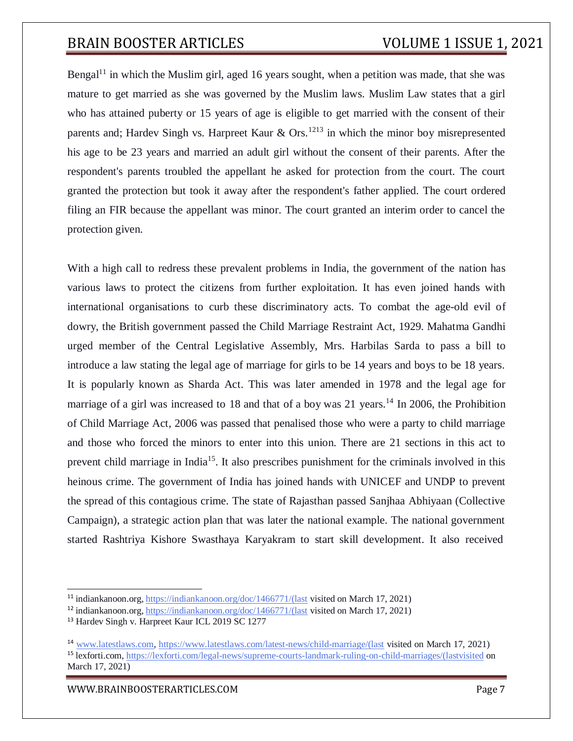Bengal[11] in which the Muslim girl, aged 16 years sought, when a petition was made, that she was mature to get married as she was governed by the Muslim laws. Muslim Law states that a girl who has attained puberty or 15 years of age is eligible to get married with the consent of their parents and; Hardev Singh vs. Harpreet Kaur & Ors.[12][13] in which the minor boy misrepresented his age to be 23 years and married an adult girl without the consent of their parents. After the respondent's parents troubled the appellant he asked for protection from the court. The court granted the protection but took it away after the respondent's father applied. The court ordered filing an FIR because the appellant was minor. The court granted an interim order to cancel the protection given.

With a high call to redress these prevalent problems in India, the government of the nation has various laws to protect the citizens from further exploitation. It has even joined hands with international organisations to curb these discriminatory acts. To combat the age-old evil of dowry, the British government passed the Child Marriage Restraint Act, 1929. Mahatma Gandhi urged member of the Central Legislative Assembly, Mrs. Harbilas Sarda to pass a bill to introduce a law stating the legal age of marriage for girls to be 14 years and boys to be 18 years. It is popularly known as Sharda Act. This was later amended in 1978 and the legal age for marriage of a girl was increased to 18 and that of a boy was 21 years.[14] In 2006, the Prohibition of Child Marriage Act, 2006 was passed that penalised those who were a party to child marriage and those who forced the minors to enter into this union. There are 21 sections in this act to prevent child marriage in India[15]. It also prescribes punishment for the criminals involved in this heinous crime. The government of India has joined hands with UNICEF and UNDP to prevent the spread of this contagious crime. The state of Rajasthan passed Sanjhaa Abhiyaan (Collective Campaign), a strategic action plan that was later the national example. The national government started Rashtriya Kishore Swasthaya Karyakram to start skill development. It also received

---

[11] indiankanoon.org, https://indiankanoon.org/doc/1466771/(last visited on March 17, 2021)

[12] indiankanoon.org, https://indiankanoon.org/doc/1466771/(last visited on March 17, 2021)

[13] Hardev Singh v. Harpreet Kaur ICL 2019 SC 1277

[14] www.latestlaws.com, https://www.latestlaws.com/latest-news/child-marriage/(last visited on March 17, 2021)

[15] lexforti.com, https://lexforti.com/legal-news/supreme-courts-landmark-ruling-on-child-marriages/(lastvisited on March 17, 2021)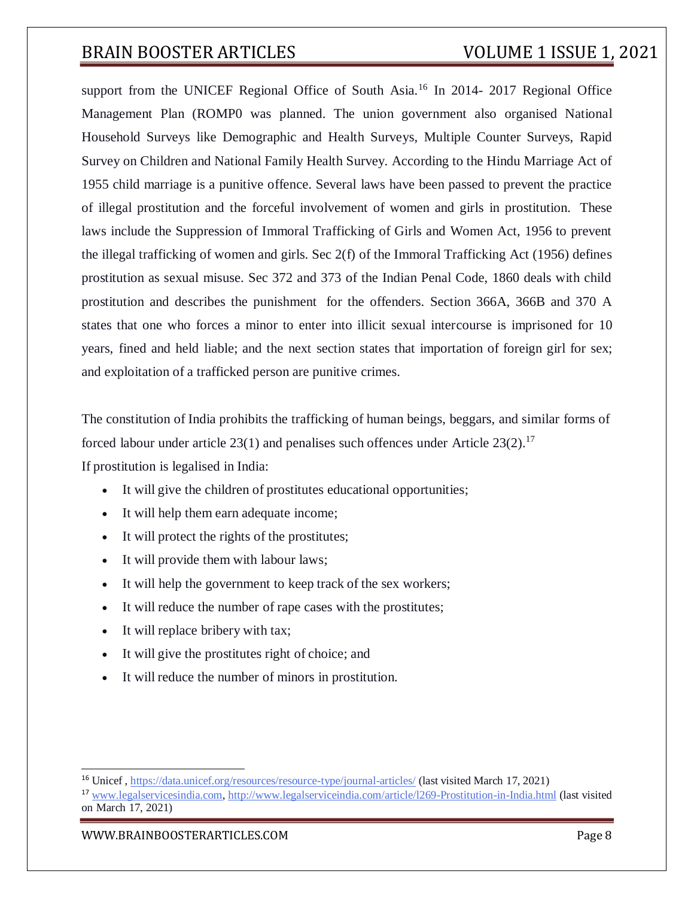support from the UNICEF Regional Office of South Asia.[16] In 2014- 2017 Regional Office Management Plan (ROMP0 was planned. The union government also organised National Household Surveys like Demographic and Health Surveys, Multiple Counter Surveys, Rapid Survey on Children and National Family Health Survey. According to the Hindu Marriage Act of 1955 child marriage is a punitive offence. Several laws have been passed to prevent the practice of illegal prostitution and the forceful involvement of women and girls in prostitution. These laws include the Suppression of Immoral Trafficking of Girls and Women Act, 1956 to prevent the illegal trafficking of women and girls. Sec 2(f) of the Immoral Trafficking Act (1956) defines prostitution as sexual misuse. Sec 372 and 373 of the Indian Penal Code, 1860 deals with child prostitution and describes the punishment for the offenders. Section 366A, 366B and 370 A states that one who forces a minor to enter into illicit sexual intercourse is imprisoned for 10 years, fined and held liable; and the next section states that importation of foreign girl for sex; and exploitation of a trafficked person are punitive crimes.

The constitution of India prohibits the trafficking of human beings, beggars, and similar forms of forced labour under article 23(1) and penalises such offences under Article 23(2).[17]

If prostitution is legalised in India:

- It will give the children of prostitutes educational opportunities;
- It will help them earn adequate income;
- It will protect the rights of the prostitutes;
- It will provide them with labour laws;
- It will help the government to keep track of the sex workers;
- It will reduce the number of rape cases with the prostitutes;
- It will replace bribery with tax;
- It will give the prostitutes right of choice; and
- It will reduce the number of minors in prostitution.

---

[16] Unicef , https://data.unicef.org/resources/resource-type/journal-articles/ (last visited March 17, 2021)

[17] www.legalservicesindia.com, http://www.legalserviceindia.com/article/l269-Prostitution-in-India.html (last visited on March 17, 2021)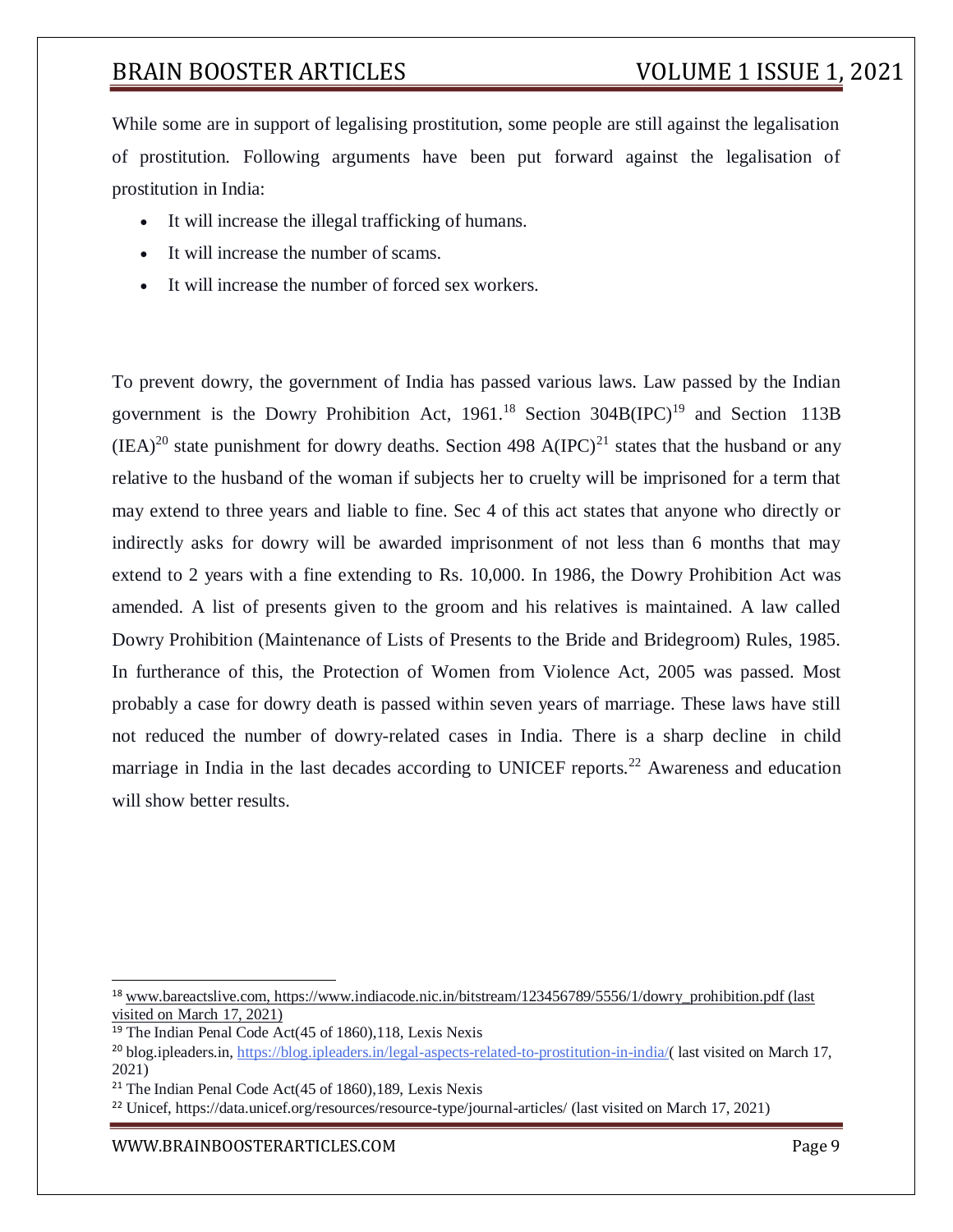While some are in support of legalising prostitution, some people are still against the legalisation of prostitution. Following arguments have been put forward against the legalisation of prostitution in India:

- It will increase the illegal trafficking of humans.
- It will increase the number of scams.
- It will increase the number of forced sex workers.

To prevent dowry, the government of India has passed various laws. Law passed by the Indian government is the Dowry Prohibition Act, 1961.[18] Section 304B(IPC)[19] and Section 113B (IEA)[20] state punishment for dowry deaths. Section 498 A(IPC)[21] states that the husband or any relative to the husband of the woman if subjects her to cruelty will be imprisoned for a term that may extend to three years and liable to fine. Sec 4 of this act states that anyone who directly or indirectly asks for dowry will be awarded imprisonment of not less than 6 months that may extend to 2 years with a fine extending to Rs. 10,000. In 1986, the Dowry Prohibition Act was amended. A list of presents given to the groom and his relatives is maintained. A law called Dowry Prohibition (Maintenance of Lists of Presents to the Bride and Bridegroom) Rules, 1985. In furtherance of this, the Protection of Women from Violence Act, 2005 was passed. Most probably a case for dowry death is passed within seven years of marriage. These laws have still not reduced the number of dowry-related cases in India. There is a sharp decline in child marriage in India in the last decades according to UNICEF reports.[22] Awareness and education will show better results.

---

[18] www.bareactslive.com, https://www.indiacode.nic.in/bitstream/123456789/5556/1/dowry_prohibition.pdf (last visited on March 17, 2021)

[19] The Indian Penal Code Act(45 of 1860),118, Lexis Nexis

[20] blog.ipleaders.in, https://blog.ipleaders.in/legal-aspects-related-to-prostitution-in-india/( last visited on March 17, 2021)

[21] The Indian Penal Code Act(45 of 1860),189, Lexis Nexis

[22] Unicef, https://data.unicef.org/resources/resource-type/journal-articles/ (last visited on March 17, 2021)